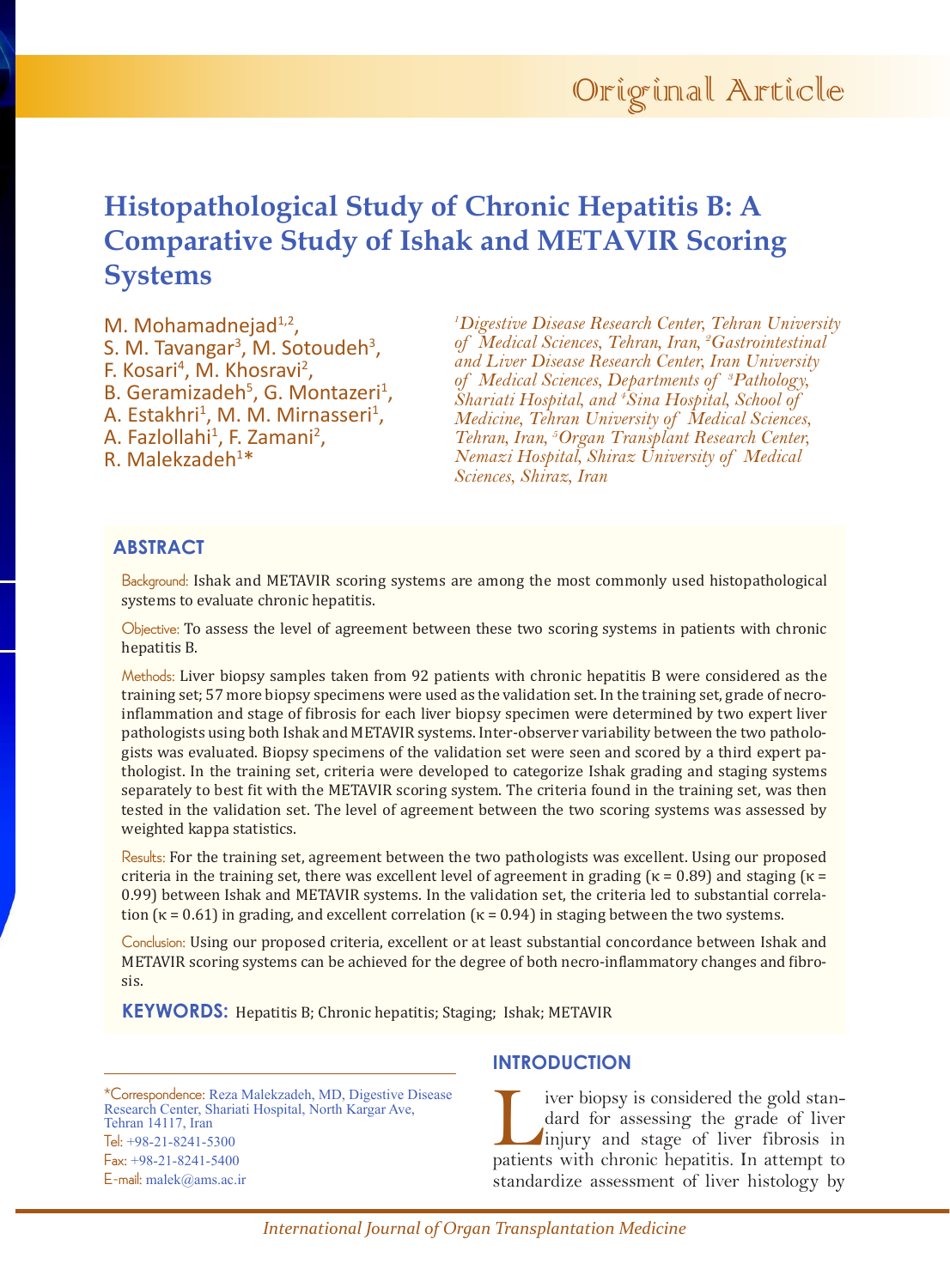Original Article

# Histopathological Study of Chronic Hepatitis B: A Comparative Study of Ishak and METAVIR Scoring Systems

M. Mohamadnejad[1,2], S. M. Tavangar[3], M. Sotoudeh[3], F. Kosari[4], M. Khosravi[2], B. Geramizadeh[5], G. Montazeri[1], A. Estakhri[1], M. M. Mirnasseri[1], A. Fazlollahi[1], F. Zamani[2], R. Malekzadeh[1]*

*[1]Digestive Disease Research Center, Tehran University of Medical Sciences, Tehran, Iran, [2]Gastrointestinal and Liver Disease Research Center, Iran University of Medical Sciences, Departments of [3]Pathology, Shariati Hospital, and [4]Sina Hospital, School of Medicine, Tehran University of Medical Sciences, Tehran, Iran, [5]Organ Transplant Research Center, Nemazi Hospital, Shiraz University of Medical Sciences, Shiraz, Iran*

## ABSTRACT

Background: Ishak and METAVIR scoring systems are among the most commonly used histopathological systems to evaluate chronic hepatitis.

Objective: To assess the level of agreement between these two scoring systems in patients with chronic hepatitis B.

Methods: Liver biopsy samples taken from 92 patients with chronic hepatitis B were considered as the training set; 57 more biopsy specimens were used as the validation set. In the training set, grade of necroinflammation and stage of fibrosis for each liver biopsy specimen were determined by two expert liver pathologists using both Ishak and METAVIR systems. Inter-observer variability between the two pathologists was evaluated. Biopsy specimens of the validation set were seen and scored by a third expert pathologist. In the training set, criteria were developed to categorize Ishak grading and staging systems separately to best fit with the METAVIR scoring system. The criteria found in the training set, was then tested in the validation set. The level of agreement between the two scoring systems was assessed by weighted kappa statistics.

Results: For the training set, agreement between the two pathologists was excellent. Using our proposed criteria in the training set, there was excellent level of agreement in grading ($\kappa = 0.89$) and staging ($\kappa = 0.99$) between Ishak and METAVIR systems. In the validation set, the criteria led to substantial correlation ($\kappa = 0.61$) in grading, and excellent correlation ($\kappa = 0.94$) in staging between the two systems.

Conclusion: Using our proposed criteria, excellent or at least substantial concordance between Ishak and METAVIR scoring systems can be achieved for the degree of both necro-inflammatory changes and fibrosis.

**KEYWORDS:** Hepatitis B; Chronic hepatitis; Staging; Ishak; METAVIR

*Correspondence: Reza Malekzadeh, MD, Digestive Disease Research Center, Shariati Hospital, North Kargar Ave, Tehran 14117, Iran
Tel: +98-21-8241-5300
Fax: +98-21-8241-5400
E-mail: malek@ams.ac.ir

## INTRODUCTION

Liver biopsy is considered the gold standard for assessing the grade of liver injury and stage of liver fibrosis in patients with chronic hepatitis. In attempt to standardize assessment of liver histology by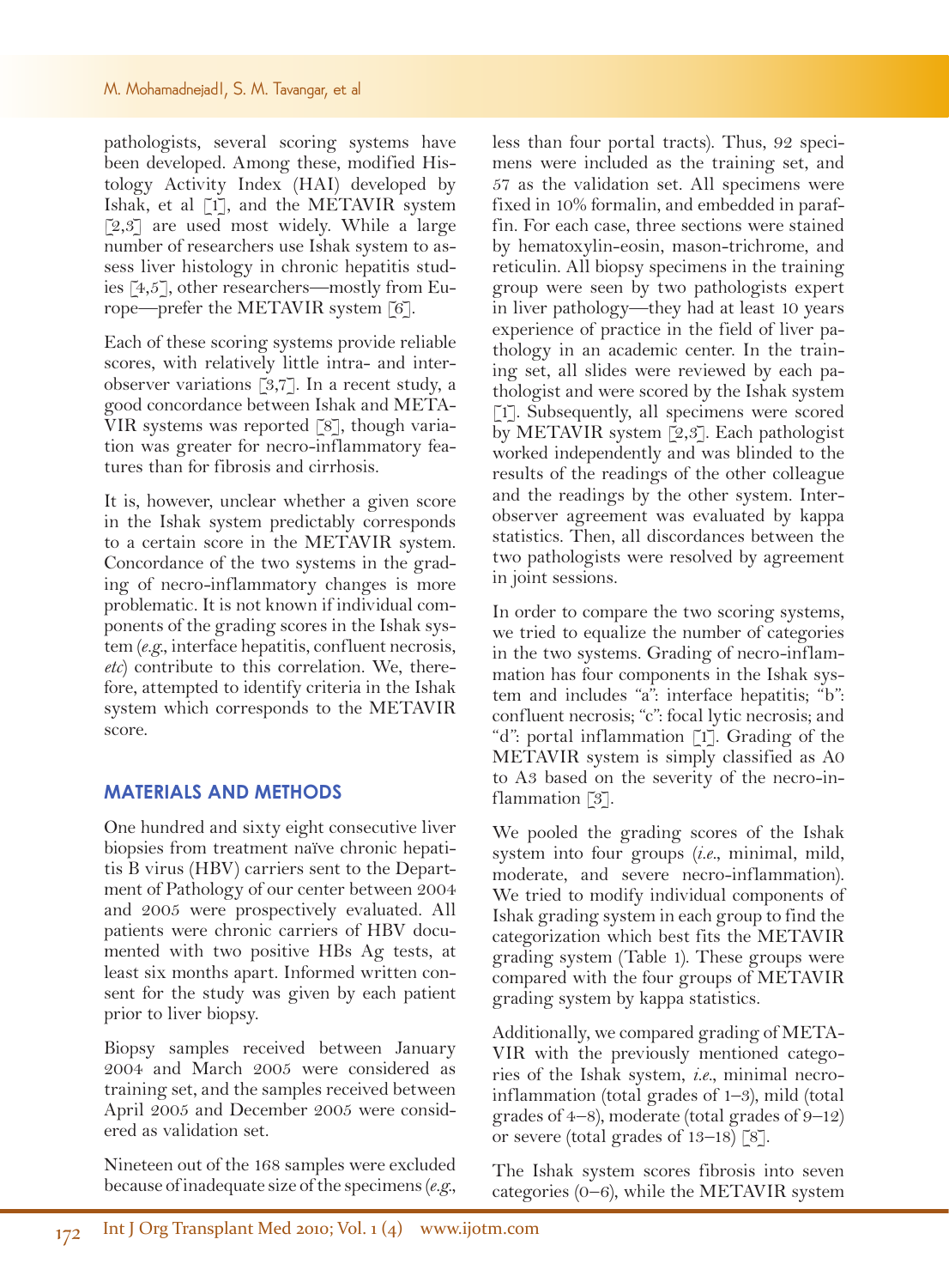pathologists, several scoring systems have been developed. Among these, modified Histology Activity Index (HAI) developed by Ishak, et al [1], and the METAVIR system [2,3] are used most widely. While a large number of researchers use Ishak system to assess liver histology in chronic hepatitis studies [4,5], other researchers—mostly from Europe—prefer the METAVIR system [6].

Each of these scoring systems provide reliable scores, with relatively little intra- and inter-observer variations [3,7]. In a recent study, a good concordance between Ishak and METAVIR systems was reported [8], though variation was greater for necro-inflammatory features than for fibrosis and cirrhosis.

It is, however, unclear whether a given score in the Ishak system predictably corresponds to a certain score in the METAVIR system. Concordance of the two systems in the grading of necro-inflammatory changes is more problematic. It is not known if individual components of the grading scores in the Ishak system (*e.g.*, interface hepatitis, confluent necrosis, *etc*) contribute to this correlation. We, therefore, attempted to identify criteria in the Ishak system which corresponds to the METAVIR score.

## MATERIALS AND METHODS

One hundred and sixty eight consecutive liver biopsies from treatment naïve chronic hepatitis B virus (HBV) carriers sent to the Department of Pathology of our center between 2004 and 2005 were prospectively evaluated. All patients were chronic carriers of HBV documented with two positive HBs Ag tests, at least six months apart. Informed written consent for the study was given by each patient prior to liver biopsy.

Biopsy samples received between January 2004 and March 2005 were considered as training set, and the samples received between April 2005 and December 2005 were considered as validation set.

Nineteen out of the 168 samples were excluded because of inadequate size of the specimens (*e.g.*, less than four portal tracts). Thus, 92 specimens were included as the training set, and 57 as the validation set. All specimens were fixed in 10% formalin, and embedded in paraffin. For each case, three sections were stained by hematoxylin-eosin, mason-trichrome, and reticulin. All biopsy specimens in the training group were seen by two pathologists expert in liver pathology—they had at least 10 years experience of practice in the field of liver pathology in an academic center. In the training set, all slides were reviewed by each pathologist and were scored by the Ishak system [1]. Subsequently, all specimens were scored by METAVIR system [2,3]. Each pathologist worked independently and was blinded to the results of the readings of the other colleague and the readings by the other system. Interobserver agreement was evaluated by kappa statistics. Then, all discordances between the two pathologists were resolved by agreement in joint sessions.

In order to compare the two scoring systems, we tried to equalize the number of categories in the two systems. Grading of necro-inflammation has four components in the Ishak system and includes "a": interface hepatitis; "b": confluent necrosis; "c": focal lytic necrosis; and "d": portal inflammation [1]. Grading of the METAVIR system is simply classified as A0 to A3 based on the severity of the necro-inflammation [3].

We pooled the grading scores of the Ishak system into four groups (*i.e.*, minimal, mild, moderate, and severe necro-inflammation). We tried to modify individual components of Ishak grading system in each group to find the categorization which best fits the METAVIR grading system (Table 1). These groups were compared with the four groups of METAVIR grading system by kappa statistics.

Additionally, we compared grading of METAVIR with the previously mentioned categories of the Ishak system, *i.e.*, minimal necro-inflammation (total grades of 1–3), mild (total grades of 4–8), moderate (total grades of 9–12) or severe (total grades of 13–18) [8].

The Ishak system scores fibrosis into seven categories (0–6), while the METAVIR system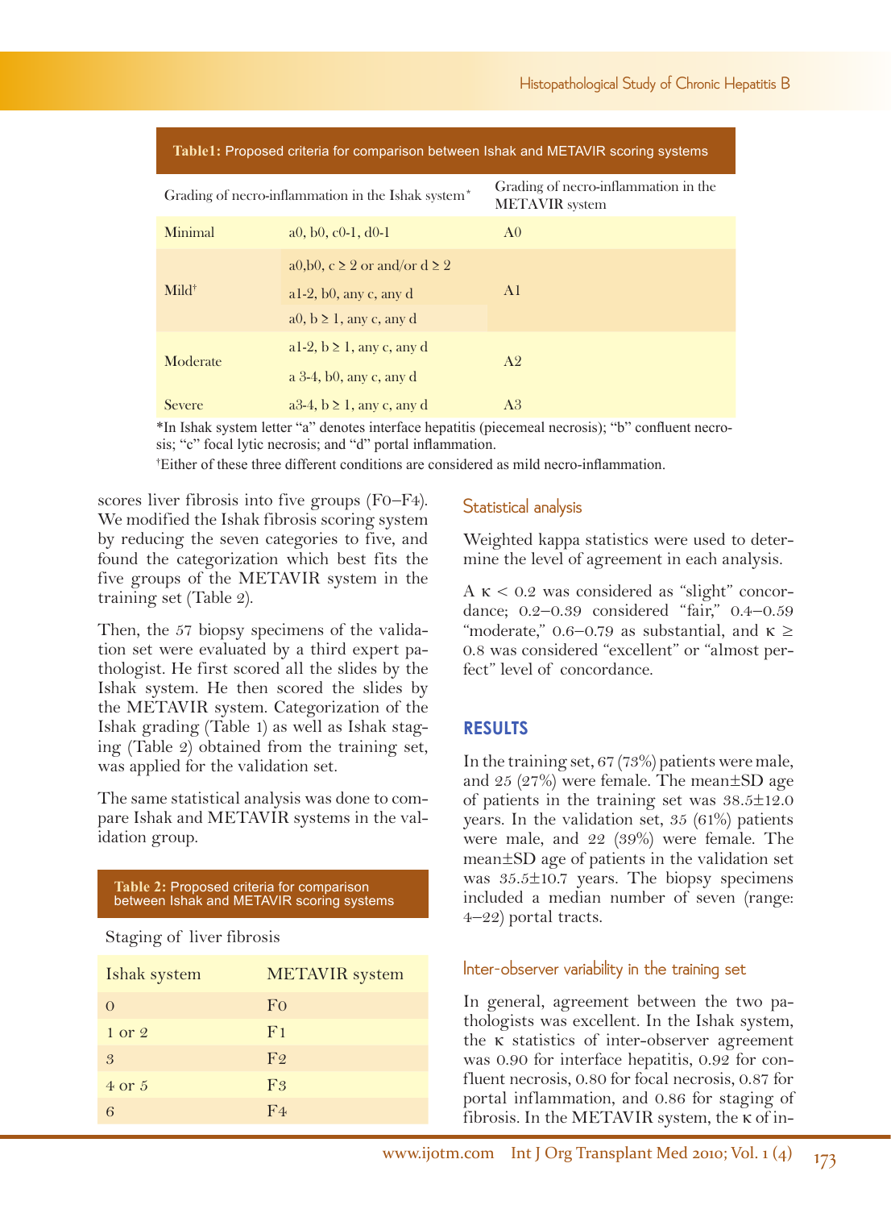**Table1:** Proposed criteria for comparison between Ishak and METAVIR scoring systems

| Grading of necro-inflammation in the Ishak system* | | Grading of necro-inflammation in the METAVIR system |
|---|---|---|
| Minimal | a0, b0, c0-1, d0-1 | A0 |
| Mild† | a0,b0, c ≥ 2 or and/or d ≥ 2 | A1 |
| | a1-2, b0, any c, any d | |
| | a0, b ≥ 1, any c, any d | |
| Moderate | a1-2, b ≥ 1, any c, any d | A2 |
| | a 3-4, b0, any c, any d | |
| Severe | a3-4, b ≥ 1, any c, any d | A3 |

*In Ishak system letter "a" denotes interface hepatitis (piecemeal necrosis); "b" confluent necrosis; "c" focal lytic necrosis; and "d" portal inflammation.

†Either of these three different conditions are considered as mild necro-inflammation.

scores liver fibrosis into five groups (F0–F4). We modified the Ishak fibrosis scoring system by reducing the seven categories to five, and found the categorization which best fits the five groups of the METAVIR system in the training set (Table 2).

Then, the 57 biopsy specimens of the validation set were evaluated by a third expert pathologist. He first scored all the slides by the Ishak system. He then scored the slides by the METAVIR system. Categorization of the Ishak grading (Table 1) as well as Ishak staging (Table 2) obtained from the training set, was applied for the validation set.

The same statistical analysis was done to compare Ishak and METAVIR systems in the validation group.

**Table 2:** Proposed criteria for comparison between Ishak and METAVIR scoring systems

Staging of liver fibrosis

| Ishak system | METAVIR system |
|---|---|
| 0 | F0 |
| 1 or 2 | F1 |
| 3 | F2 |
| 4 or 5 | F3 |
| 6 | F4 |

### Statistical analysis

Weighted kappa statistics were used to determine the level of agreement in each analysis.

A $\kappa < 0.2$ was considered as "slight" concordance; 0.2–0.39 considered "fair," 0.4–0.59 "moderate," 0.6–0.79 as substantial, and $\kappa \geq 0.8$ was considered "excellent" or "almost perfect" level of concordance.

## RESULTS

In the training set, 67 (73%) patients were male, and 25 (27%) were female. The mean±SD age of patients in the training set was 38.5±12.0 years. In the validation set, 35 (61%) patients were male, and 22 (39%) were female. The mean±SD age of patients in the validation set was 35.5±10.7 years. The biopsy specimens included a median number of seven (range: 4–22) portal tracts.

### Inter-observer variability in the training set

In general, agreement between the two pathologists was excellent. In the Ishak system, the κ statistics of inter-observer agreement was 0.90 for interface hepatitis, 0.92 for confluent necrosis, 0.80 for focal necrosis, 0.87 for portal inflammation, and 0.86 for staging of fibrosis. In the METAVIR system, the κ of in-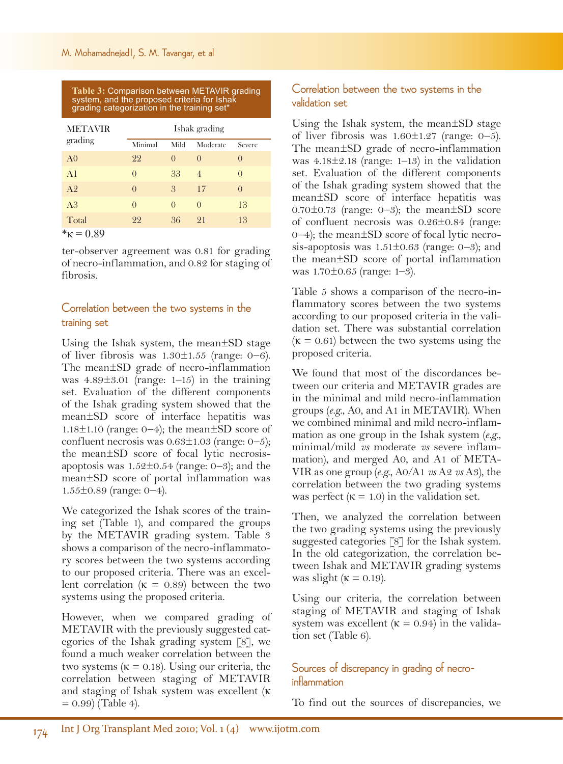**Table 3:** Comparison between METAVIR grading system, and the proposed criteria for Ishak grading categorization in the training set*

| METAVIR grading | Ishak grading | | | |
|---|---|---|---|---|
| | Minimal | Mild | Moderate | Severe |
| A0 | 22 | 0 | 0 | 0 |
| A1 | 0 | 33 | 4 | 0 |
| A2 | 0 | 3 | 17 | 0 |
| A3 | 0 | 0 | 0 | 13 |
| Total | 22 | 36 | 21 | 13 |

*κ = 0.89

ter-observer agreement was 0.81 for grading of necro-inflammation, and 0.82 for staging of fibrosis.

## Correlation between the two systems in the training set

Using the Ishak system, the mean±SD stage of liver fibrosis was 1.30±1.55 (range: 0–6). The mean±SD grade of necro-inflammation was 4.89±3.01 (range: 1–15) in the training set. Evaluation of the different components of the Ishak grading system showed that the mean±SD score of interface hepatitis was 1.18±1.10 (range: 0–4); the mean±SD score of confluent necrosis was 0.63±1.03 (range: 0–5); the mean±SD score of focal lytic necrosis-apoptosis was 1.52±0.54 (range: 0–3); and the mean±SD score of portal inflammation was 1.55±0.89 (range: 0–4).

We categorized the Ishak scores of the training set (Table 1), and compared the groups by the METAVIR grading system. Table 3 shows a comparison of the necro-inflammatory scores between the two systems according to our proposed criteria. There was an excellent correlation (κ = 0.89) between the two systems using the proposed criteria.

However, when we compared grading of METAVIR with the previously suggested categories of the Ishak grading system [8], we found a much weaker correlation between the two systems (κ = 0.18). Using our criteria, the correlation between staging of METAVIR and staging of Ishak system was excellent (κ = 0.99) (Table 4).

## Correlation between the two systems in the validation set

Using the Ishak system, the mean±SD stage of liver fibrosis was 1.60±1.27 (range: 0–5). The mean±SD grade of necro-inflammation was 4.18±2.18 (range: 1–13) in the validation set. Evaluation of the different components of the Ishak grading system showed that the mean±SD score of interface hepatitis was 0.70±0.73 (range: 0–3); the mean±SD score of confluent necrosis was 0.26±0.84 (range: 0–4); the mean±SD score of focal lytic necrosis-apoptosis was 1.51±0.63 (range: 0–3); and the mean±SD score of portal inflammation was 1.70±0.65 (range: 1–3).

Table 5 shows a comparison of the necro-inflammatory scores between the two systems according to our proposed criteria in the validation set. There was substantial correlation (κ = 0.61) between the two systems using the proposed criteria.

We found that most of the discordances between our criteria and METAVIR grades are in the minimal and mild necro-inflammation groups (*e.g.*, A0, and A1 in METAVIR). When we combined minimal and mild necro-inflammation as one group in the Ishak system (*e.g.*, minimal/mild *vs* moderate *vs* severe inflammation), and merged A0, and A1 of METAVIR as one group (*e.g.*, A0/A1 *vs* A2 *vs* A3), the correlation between the two grading systems was perfect (κ = 1.0) in the validation set.

Then, we analyzed the correlation between the two grading systems using the previously suggested categories [8] for the Ishak system. In the old categorization, the correlation between Ishak and METAVIR grading systems was slight (κ = 0.19).

Using our criteria, the correlation between staging of METAVIR and staging of Ishak system was excellent (κ = 0.94) in the validation set (Table 6).

## Sources of discrepancy in grading of necro-inflammation

To find out the sources of discrepancies, we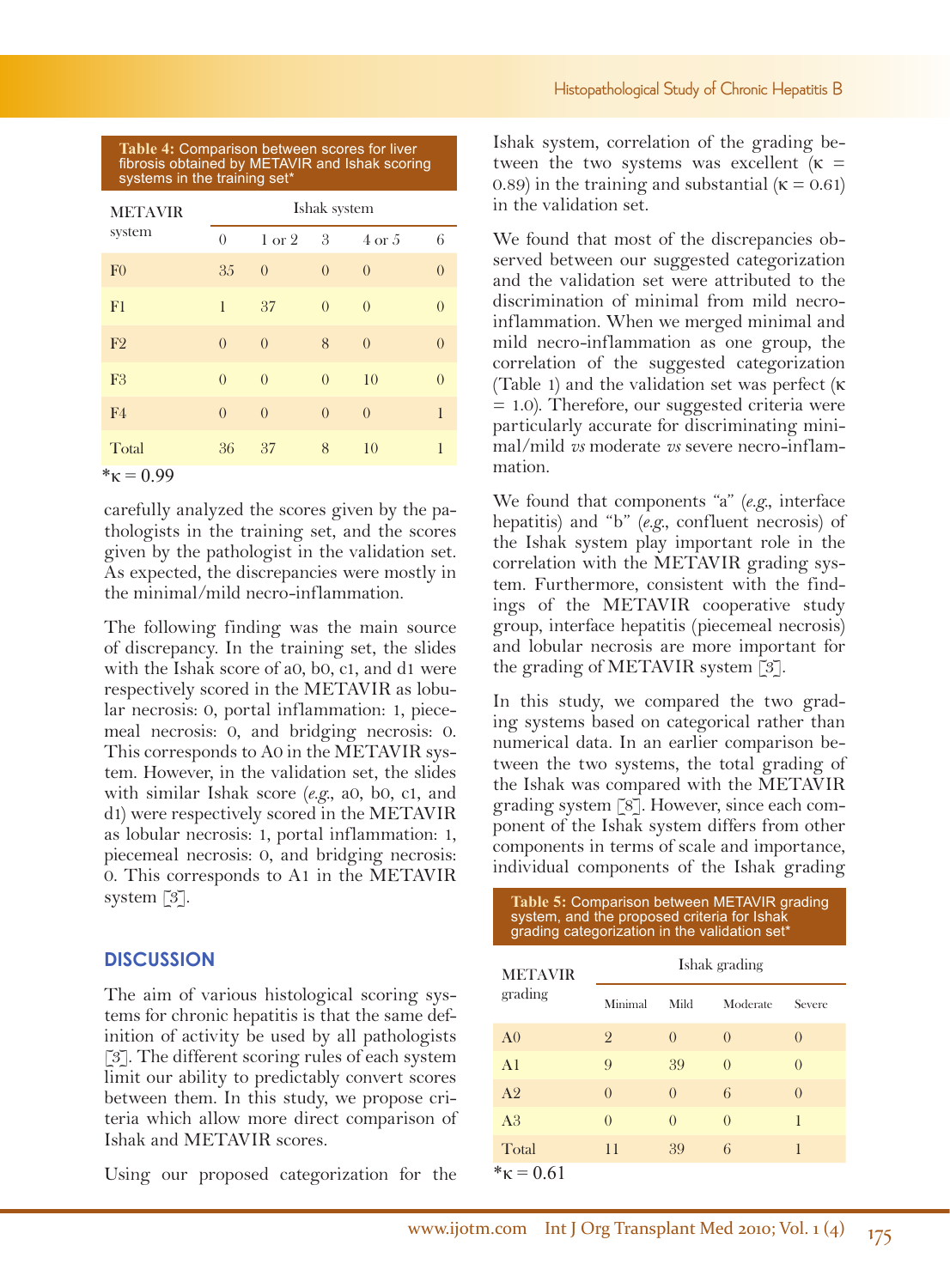**Table 4:** Comparison between scores for liver fibrosis obtained by METAVIR and Ishak scoring systems in the training set*

| METAVIR system | Ishak system | | | | |
|---|---|---|---|---|---|
| | 0 | 1 or 2 | 3 | 4 or 5 | 6 |
| F0 | 35 | 0 | 0 | 0 | 0 |
| F1 | 1 | 37 | 0 | 0 | 0 |
| F2 | 0 | 0 | 8 | 0 | 0 |
| F3 | 0 | 0 | 0 | 10 | 0 |
| F4 | 0 | 0 | 0 | 0 | 1 |
| Total | 36 | 37 | 8 | 10 | 1 |

*$\kappa = 0.99$

carefully analyzed the scores given by the pathologists in the training set, and the scores given by the pathologist in the validation set. As expected, the discrepancies were mostly in the minimal/mild necro-inflammation.

The following finding was the main source of discrepancy. In the training set, the slides with the Ishak score of a0, b0, c1, and d1 were respectively scored in the METAVIR as lobular necrosis: 0, portal inflammation: 1, piecemeal necrosis: 0, and bridging necrosis: 0. This corresponds to A0 in the METAVIR system. However, in the validation set, the slides with similar Ishak score (*e.g.*, a0, b0, c1, and d1) were respectively scored in the METAVIR as lobular necrosis: 1, portal inflammation: 1, piecemeal necrosis: 0, and bridging necrosis: 0. This corresponds to A1 in the METAVIR system [3].

## DISCUSSION

The aim of various histological scoring systems for chronic hepatitis is that the same definition of activity be used by all pathologists [3]. The different scoring rules of each system limit our ability to predictably convert scores between them. In this study, we propose criteria which allow more direct comparison of Ishak and METAVIR scores.

Using our proposed categorization for the Ishak system, correlation of the grading between the two systems was excellent ($\kappa = 0.89$) in the training and substantial ($\kappa = 0.61$) in the validation set.

We found that most of the discrepancies observed between our suggested categorization and the validation set were attributed to the discrimination of minimal from mild necro-inflammation. When we merged minimal and mild necro-inflammation as one group, the correlation of the suggested categorization (Table 1) and the validation set was perfect ($\kappa = 1.0$). Therefore, our suggested criteria were particularly accurate for discriminating minimal/mild *vs* moderate *vs* severe necro-inflammation.

We found that components "a" (*e.g.*, interface hepatitis) and "b" (*e.g.*, confluent necrosis) of the Ishak system play important role in the correlation with the METAVIR grading system. Furthermore, consistent with the findings of the METAVIR cooperative study group, interface hepatitis (piecemeal necrosis) and lobular necrosis are more important for the grading of METAVIR system [3].

In this study, we compared the two grading systems based on categorical rather than numerical data. In an earlier comparison between the two systems, the total grading of the Ishak was compared with the METAVIR grading system [8]. However, since each component of the Ishak system differs from other components in terms of scale and importance, individual components of the Ishak grading

**Table 5:** Comparison between METAVIR grading system, and the proposed criteria for Ishak grading categorization in the validation set*

| METAVIR grading | Ishak grading | | | |
|---|---|---|---|---|
| | Minimal | Mild | Moderate | Severe |
| A0 | 2 | 0 | 0 | 0 |
| A1 | 9 | 39 | 0 | 0 |
| A2 | 0 | 0 | 6 | 0 |
| A3 | 0 | 0 | 0 | 1 |
| Total | 11 | 39 | 6 | 1 |

*$\kappa = 0.61$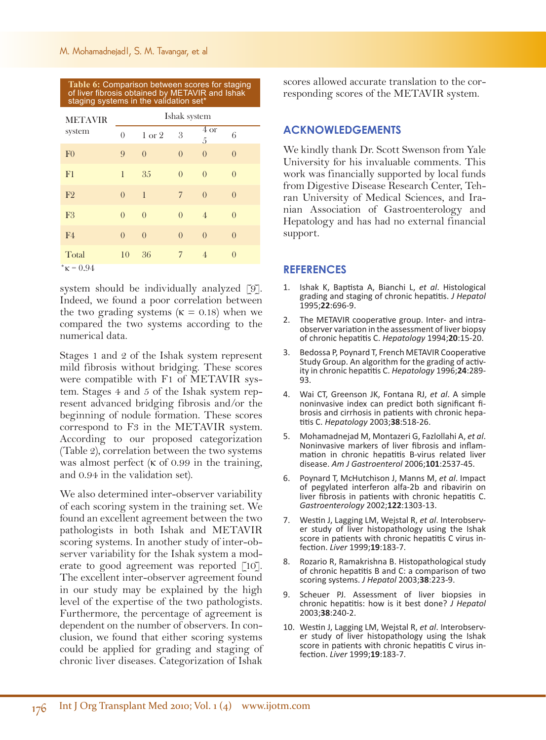**Table 6:** Comparison between scores for staging of liver fibrosis obtained by METAVIR and Ishak staging systems in the validation set*

| METAVIR system | Ishak system | | | | |
|---|---|---|---|---|---|
| | 0 | 1 or 2 | 3 | 4 or 5 | 6 |
| F0 | 9 | 0 | 0 | 0 | 0 |
| F1 | 1 | 35 | 0 | 0 | 0 |
| F2 | 0 | 1 | 7 | 0 | 0 |
| F3 | 0 | 0 | 0 | 4 | 0 |
| F4 | 0 | 0 | 0 | 0 | 0 |
| Total | 10 | 36 | 7 | 4 | 0 |

*κ = 0.94

system should be individually analyzed [9]. Indeed, we found a poor correlation between the two grading systems (κ = 0.18) when we compared the two systems according to the numerical data.

Stages 1 and 2 of the Ishak system represent mild fibrosis without bridging. These scores were compatible with F1 of METAVIR system. Stages 4 and 5 of the Ishak system represent advanced bridging fibrosis and/or the beginning of nodule formation. These scores correspond to F3 in the METAVIR system. According to our proposed categorization (Table 2), correlation between the two systems was almost perfect (κ of 0.99 in the training, and 0.94 in the validation set).

We also determined inter-observer variability of each scoring system in the training set. We found an excellent agreement between the two pathologists in both Ishak and METAVIR scoring systems. In another study of inter-observer variability for the Ishak system a moderate to good agreement was reported [10]. The excellent inter-observer agreement found in our study may be explained by the high level of the expertise of the two pathologists. Furthermore, the percentage of agreement is dependent on the number of observers. In conclusion, we found that either scoring systems could be applied for grading and staging of chronic liver diseases. Categorization of Ishak scores allowed accurate translation to the corresponding scores of the METAVIR system.

## ACKNOWLEDGEMENTS

We kindly thank Dr. Scott Swenson from Yale University for his invaluable comments. This work was financially supported by local funds from Digestive Disease Research Center, Tehran University of Medical Sciences, and Iranian Association of Gastroenterology and Hepatology and has had no external financial support.

## REFERENCES

1. Ishak K, Baptista A, Bianchi L, *et al*. Histological grading and staging of chronic hepatitis. *J Hepatol* 1995;**22**:696-9.
2. The METAVIR cooperative group. Inter- and intra-observer variation in the assessment of liver biopsy of chronic hepatitis C. *Hepatology* 1994;**20**:15-20.
3. Bedossa P, Poynard T, French METAVIR Cooperative Study Group. An algorithm for the grading of activity in chronic hepatitis C. *Hepatology* 1996;**24**:289-93.
4. Wai CT, Greenson JK, Fontana RJ, *et al*. A simple noninvasive index can predict both significant fibrosis and cirrhosis in patients with chronic hepatitis C. *Hepatology* 2003;**38**:518-26.
5. Mohamadnejad M, Montazeri G, Fazlollahi A, *et al*. Noninvasive markers of liver fibrosis and inflammation in chronic hepatitis B-virus related liver disease. *Am J Gastroenterol* 2006;**101**:2537-45.
6. Poynard T, McHutchison J, Manns M, *et al*. Impact of pegylated interferon alfa-2b and ribavirin on liver fibrosis in patients with chronic hepatitis C. *Gastroenterology* 2002;**122**:1303-13.
7. Westin J, Lagging LM, Wejstal R, *et al*. Interobserver study of liver histopathology using the Ishak score in patients with chronic hepatitis C virus infection. *Liver* 1999;**19**:183-7.
8. Rozario R, Ramakrishna B. Histopathological study of chronic hepatitis B and C: a comparison of two scoring systems. *J Hepatol* 2003;**38**:223-9.
9. Scheuer PJ. Assessment of liver biopsies in chronic hepatitis: how is it best done? *J Hepatol* 2003;**38**:240-2.
10. Westin J, Lagging LM, Wejstal R, *et al*. Interobserver study of liver histopathology using the Ishak score in patients with chronic hepatitis C virus infection. *Liver* 1999;**19**:183-7.